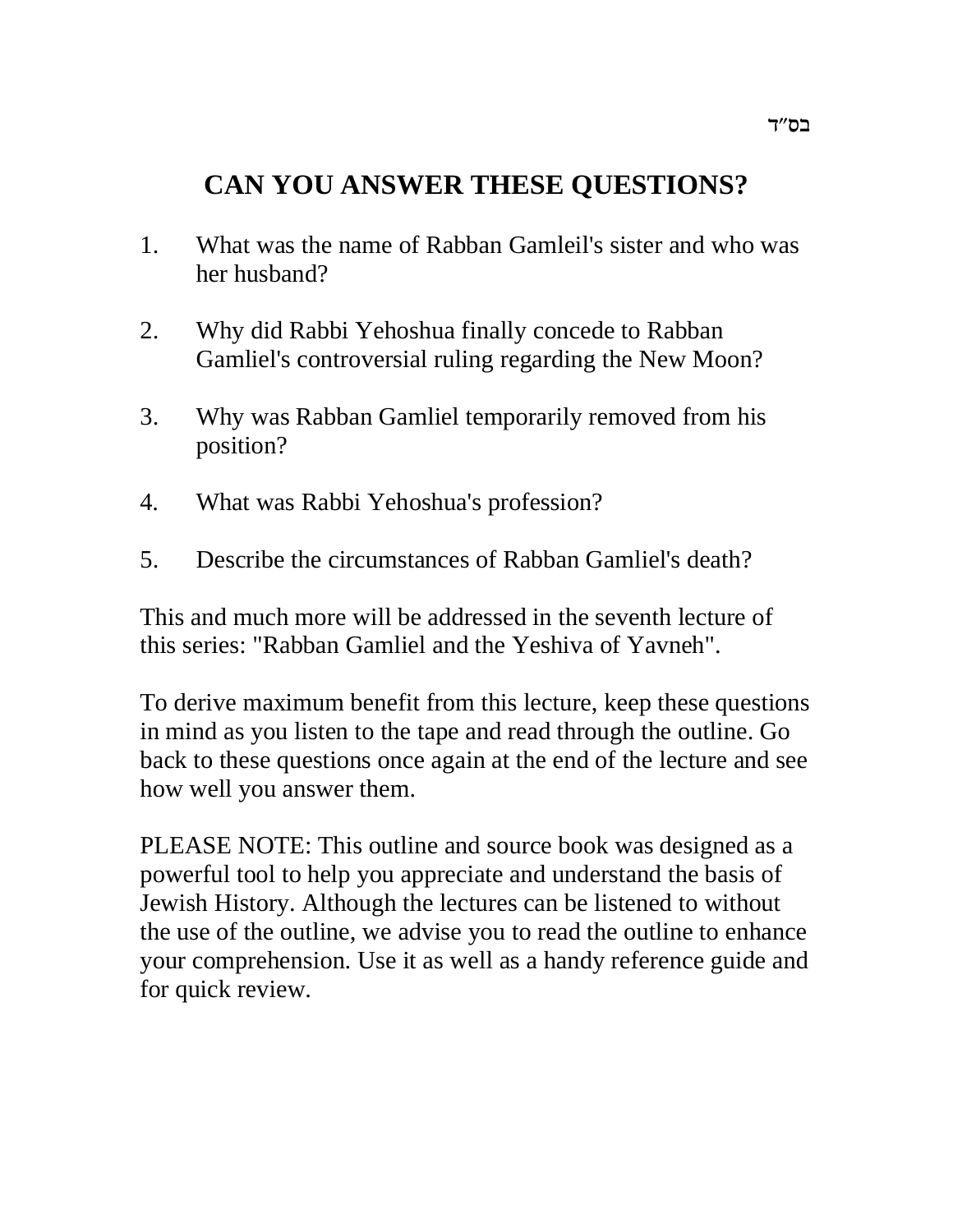בס"ד

# CAN YOU ANSWER THESE QUESTIONS?

1. What was the name of Rabban Gamleil's sister and who was her husband?

2. Why did Rabbi Yehoshua finally concede to Rabban Gamliel's controversial ruling regarding the New Moon?

3. Why was Rabban Gamliel temporarily removed from his position?

4. What was Rabbi Yehoshua's profession?

5. Describe the circumstances of Rabban Gamliel's death?

This and much more will be addressed in the seventh lecture of this series: "Rabban Gamliel and the Yeshiva of Yavneh".

To derive maximum benefit from this lecture, keep these questions in mind as you listen to the tape and read through the outline. Go back to these questions once again at the end of the lecture and see how well you answer them.

PLEASE NOTE: This outline and source book was designed as a powerful tool to help you appreciate and understand the basis of Jewish History. Although the lectures can be listened to without the use of the outline, we advise you to read the outline to enhance your comprehension. Use it as well as a handy reference guide and for quick review.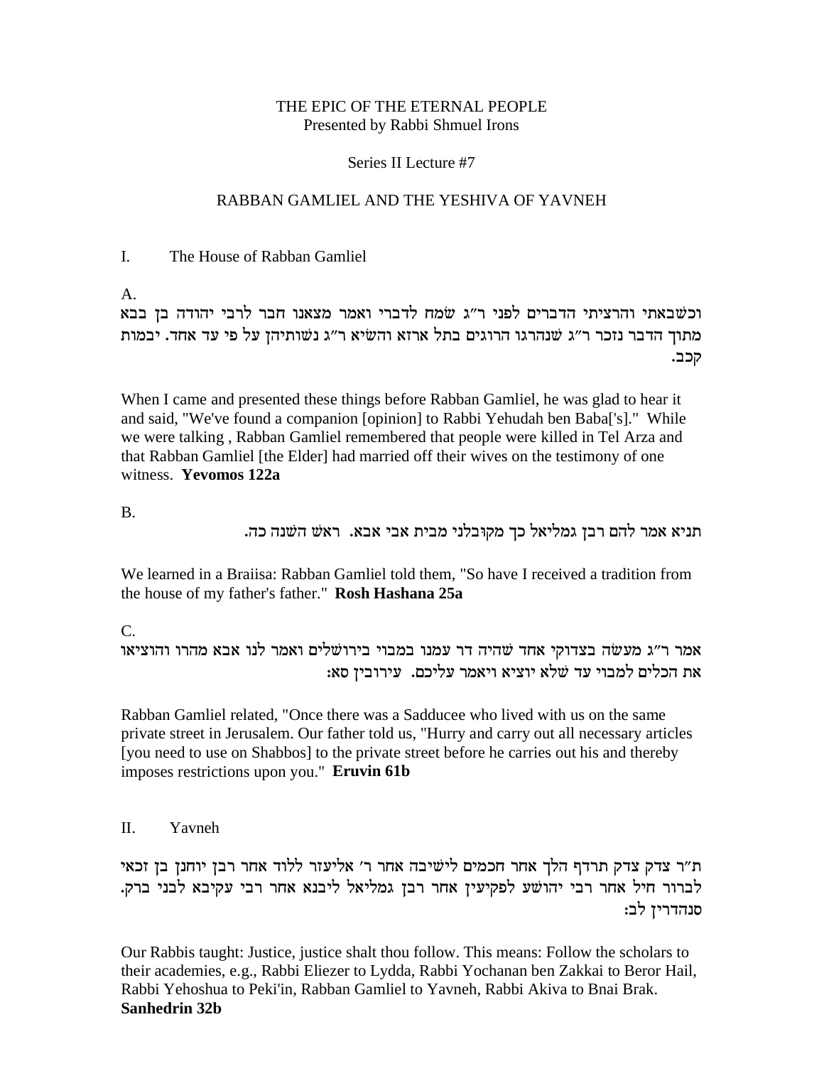THE EPIC OF THE ETERNAL PEOPLE
Presented by Rabbi Shmuel Irons

Series II Lecture #7

# RABBAN GAMLIEL AND THE YESHIVA OF YAVNEH

## I. The House of Rabban Gamliel

A.

וכשבאתי והרציתי הדברים לפני ר"ג שמח לדברי ואמר מצאנו חבר לרבי יהודה בן בבא מתוך הדבר נזכר ר"ג שנהרגו הרוגים בתל ארזא והשיא ר"ג נשותיהן על פי עד אחד. יבמות קכב.

When I came and presented these things before Rabban Gamliel, he was glad to hear it and said, "We've found a companion [opinion] to Rabbi Yehudah ben Baba['s]." While we were talking , Rabban Gamliel remembered that people were killed in Tel Arza and that Rabban Gamliel [the Elder] had married off their wives on the testimony of one witness. **Yevomos 122a**

B.

תניא אמר להם רבן גמליאל כך מקובלני מבית אבי אבא. ראש השנה כה.

We learned in a Braiisa: Rabban Gamliel told them, "So have I received a tradition from the house of my father's father." **Rosh Hashana 25a**

C.

אמר ר"ג מעשה בצדוקי אחד שהיה דר עמנו במבוי בירושלים ואמר לנו אבא מהרו והוציאו את הכלים למבוי עד שלא יוציא ויאמר עליכם. עירובין סא:

Rabban Gamliel related, "Once there was a Sadducee who lived with us on the same private street in Jerusalem. Our father told us, "Hurry and carry out all necessary articles [you need to use on Shabbos] to the private street before he carries out his and thereby imposes restrictions upon you." **Eruvin 61b**

## II. Yavneh

ת"ר צדק צדק תרדף הלך אחר חכמים לישיבה אחר ר' אליעזר ללוד אחר רבן יוחנן בן זכאי לברור חיל אחר רבי יהושע לפקיעין אחר רבן גמליאל ליבנא אחר רבי עקיבא לבני ברק. סנהדרין לב:

Our Rabbis taught: Justice, justice shalt thou follow. This means: Follow the scholars to their academies, e.g., Rabbi Eliezer to Lydda, Rabbi Yochanan ben Zakkai to Beror Hail, Rabbi Yehoshua to Peki'in, Rabban Gamliel to Yavneh, Rabbi Akiva to Bnai Brak. **Sanhedrin 32b**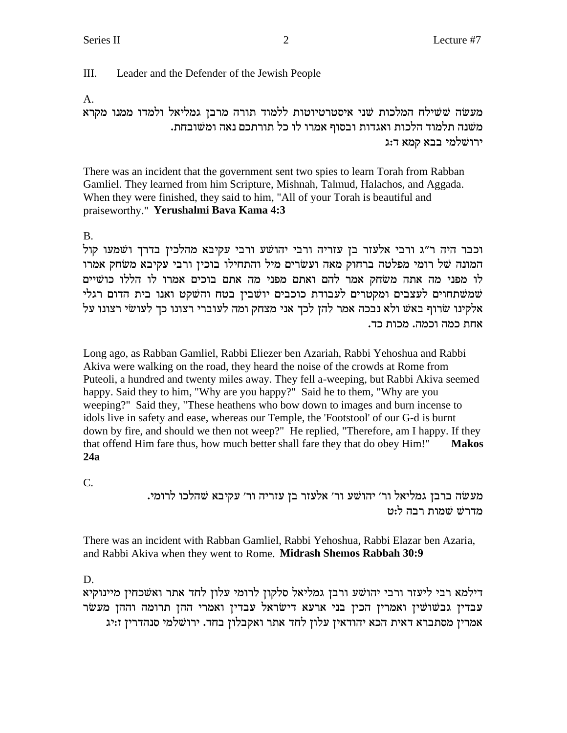III. Leader and the Defender of the Jewish People

A.

מעשה ששילח המלכות שני איסטרטיוטות ללמוד תורה מרבן גמליאל ולמדו ממנו מקרא משנה תלמוד הלכות ואגדות ובסוף אמרו לו כל תורתכם נאה ומשובחת.
ירושלמי בבא קמא ד:ג

There was an incident that the government sent two spies to learn Torah from Rabban Gamliel. They learned from him Scripture, Mishnah, Talmud, Halachos, and Aggada. When they were finished, they said to him, "All of your Torah is beautiful and praiseworthy." **Yerushalmi Bava Kama 4:3**

B.

וכבר היה ר"ג ורבי אלעזר בן עזריה ורבי יהושע ורבי עקיבא מהלכין בדרך ושמעו קול המונה של רומי מפלטה ברחוק מאה ועשרים מיל והתחילו בוכין ורבי עקיבא משחק אמרו לו מפני מה אתה משחק אמר להם ואתם מפני מה אתם בוכים אמרו לו הללו כושיים שמשתחוים לעצבים ומקטרים לעבודת כוכבים יושבין בטח והשקט ואנו בית הדום רגלי אלקינו שרוף באש ולא נבכה אמר להן לכך אני מצחק ומה לעוברי רצונו כך לעושי רצונו על אחת כמה וכמה. מכות כד.

Long ago, as Rabban Gamliel, Rabbi Eliezer ben Azariah, Rabbi Yehoshua and Rabbi Akiva were walking on the road, they heard the noise of the crowds at Rome from Puteoli, a hundred and twenty miles away. They fell a-weeping, but Rabbi Akiva seemed happy. Said they to him, "Why are you happy?" Said he to them, "Why are you weeping?" Said they, "These heathens who bow down to images and burn incense to idols live in safety and ease, whereas our Temple, the 'Footstool' of our G-d is burnt down by fire, and should we then not weep?" He replied, "Therefore, am I happy. If they that offend Him fare thus, how much better shall fare they that do obey Him!" **Makos 24a**

C.

מעשה ברבן גמליאל ור' יהושע ור' אלעזר בן עזריה ור' עקיבא שהלכו לרומי.
מדרש שמות רבה ל:ט

There was an incident with Rabban Gamliel, Rabbi Yehoshua, Rabbi Elazar ben Azaria, and Rabbi Akiva when they went to Rome. **Midrash Shemos Rabbah 30:9**

D.

דילמא רבי ליעזר ורבי יהושע ורבן גמליאל סלקון לרומי עלון לחד אתר ואשכחין מיינוקיא עבדין גבשושין ואמרין הכין בני ארעא דישראל עבדין ואמרי ההן תרומה וההן מעשר אמרין מסתברא דאית הכא יהודאין עלון לחד אתר ואקבלון בחד. ירושלמי סנהדרין ז:יג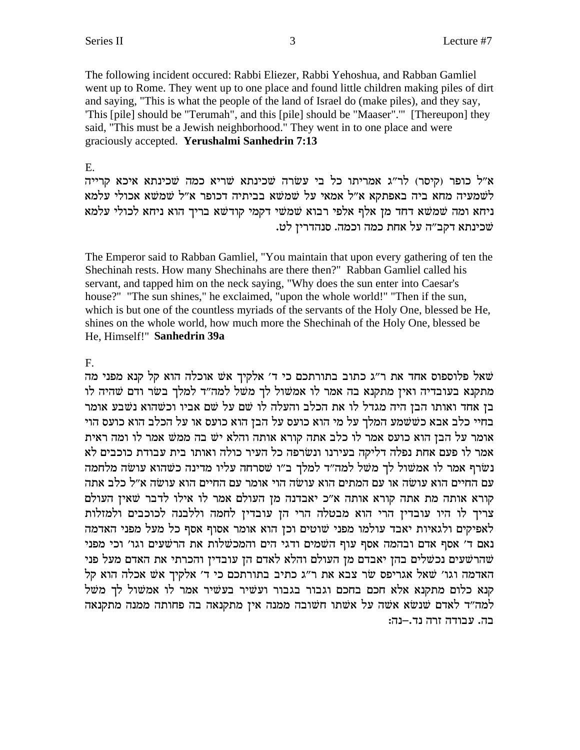The following incident occured: Rabbi Eliezer, Rabbi Yehoshua, and Rabban Gamliel went up to Rome. They went up to one place and found little children making piles of dirt and saying, "This is what the people of the land of Israel do (make piles), and they say, 'This [pile] should be "Terumah", and this [pile] should be "Maaser".'" [Thereupon] they said, "This must be a Jewish neighborhood." They went in to one place and were graciously accepted. **Yerushalmi Sanhedrin 7:13**

E.

א"ל כופר (קיסר) לר"ג אמריתו כל בי עשרה שכינתא שריא כמה שכינתא איכא קרייה לשמעיה מחא ביה באפתקא א"ל אמאי על שמשא בביתיה דכופר א"ל שמשא אכולי עלמא ניחא ומה שמשא דחד מן אלף אלפי רבוא שמשי דקמי קודשא בריך הוא ניחא לכולי עלמא שכינתא דקב"ה על אחת כמה וכמה. סנהדרין לט.

The Emperor said to Rabban Gamliel, "You maintain that upon every gathering of ten the Shechinah rests. How many Shechinahs are there then?" Rabban Gamliel called his servant, and tapped him on the neck saying, "Why does the sun enter into Caesar's house?" "The sun shines," he exclaimed, "upon the whole world!" "Then if the sun, which is but one of the countless myriads of the servants of the Holy One, blessed be He, shines on the whole world, how much more the Shechinah of the Holy One, blessed be He, Himself!" **Sanhedrin 39a**

F.

שאל פלוסופוס אחד את ר"ג כתוב בתורתכם כי ד' אלקיך אש אוכלה הוא קל קנא מפני מה מתקנא בעובדיה ואין מתקנא בה אמר לו אמשול לך משל למה"ד למלך בשר ודם שהיה לו בן אחד ואותו הבן היה מגדל לו את הכלב והעלה לו שם על שם אביו וכשהוא נשבע אומר בחיי כלב אבא כששמע המלך על מי הוא כועס על הבן הוא כועס או על הכלב הוא כועס הוי אומר על הבן הוא כועס אמר לו כלב אתה קורא אותה והלא יש בה ממש אמר לו ומה ראית אמר לו פעם אחת נפלה דליקה בעירנו ונשרפה כל העיר כולה ואותו בית עבודת כוכבים לא נשרף אמר לו אמשול לך משל למה"ד למלך ב"ו שסרחה עליו מדינה כשהוא עושה מלחמה עם החיים הוא עושה או עם המתים הוא עושה הוי אומר עם החיים הוא עושה א"ל כלב אתה קורא אותה מת אתה קורא אותה א"כ יאבדנה מן העולם אמר לו אילו לדבר שאין העולם צריך לו היו עובדין הרי הוא מבטלה הרי הן עובדין לחמה וללבנה לכוכבים ולמזלות לאפיקים ולגאיות יאבד עולמו מפני שוטים וכן הוא אומר אסוף אסף כל מעל מפני האדמה נאם ד' אסף אדם ובהמה אסף עוף השמים ודגי הים והמכשלות את הרשעים וגו' וכי מפני שהרשעים נכשלים בהן יאבדם מן העולם והלא לאדם הן עובדין והכרתי את האדם מעל פני האדמה וגו' שאל אגריפס שר צבא את ר"ג כתיב בתורתכם כי ד' אלקיך אש אכלה הוא קל קנא כלום מתקנא אלא חכם בחכם וגבור בגבור ועשיר בעשיר אמר לו אמשול לך משל למה"ד לאדם שנשא אשה על אשתו חשובה ממנה אין מתקנאה בה פחותה ממנה מתקנאה בה. עבודה זרה נד.–נה: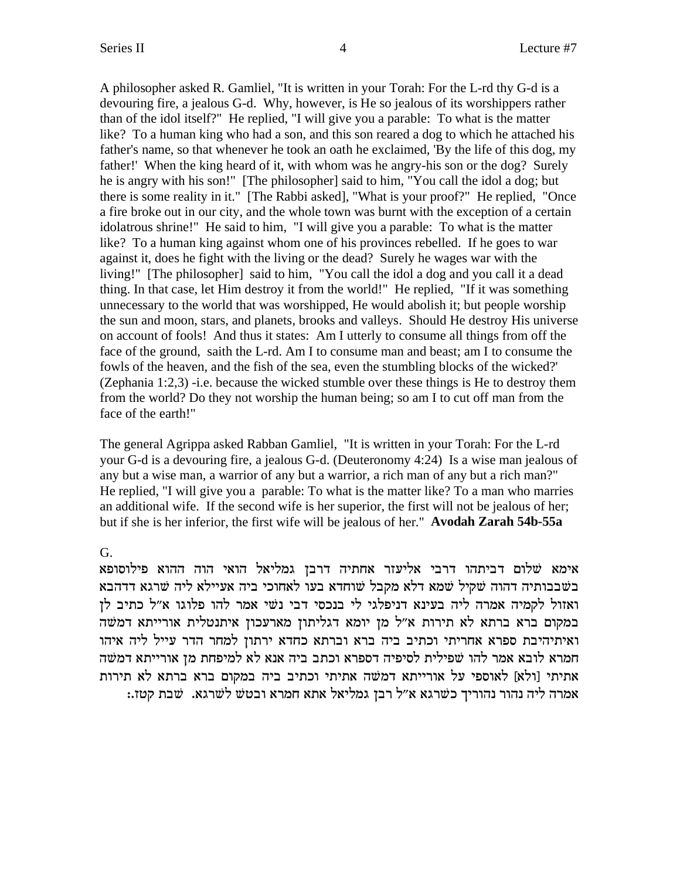A philosopher asked R. Gamliel, "It is written in your Torah: For the L-rd thy G-d is a devouring fire, a jealous G-d. Why, however, is He so jealous of its worshippers rather than of the idol itself?" He replied, "I will give you a parable: To what is the matter like? To a human king who had a son, and this son reared a dog to which he attached his father's name, so that whenever he took an oath he exclaimed, 'By the life of this dog, my father!' When the king heard of it, with whom was he angry-his son or the dog? Surely he is angry with his son!" [The philosopher] said to him, "You call the idol a dog; but there is some reality in it." [The Rabbi asked], "What is your proof?" He replied, "Once a fire broke out in our city, and the whole town was burnt with the exception of a certain idolatrous shrine!" He said to him, "I will give you a parable: To what is the matter like? To a human king against whom one of his provinces rebelled. If he goes to war against it, does he fight with the living or the dead? Surely he wages war with the living!" [The philosopher] said to him, "You call the idol a dog and you call it a dead thing. In that case, let Him destroy it from the world!" He replied, "If it was something unnecessary to the world that was worshipped, He would abolish it; but people worship the sun and moon, stars, and planets, brooks and valleys. Should He destroy His universe on account of fools! And thus it states: Am I utterly to consume all things from off the face of the ground, saith the L-rd. Am I to consume man and beast; am I to consume the fowls of the heaven, and the fish of the sea, even the stumbling blocks of the wicked?' (Zephania 1:2,3) -i.e. because the wicked stumble over these things is He to destroy them from the world? Do they not worship the human being; so am I to cut off man from the face of the earth!"

The general Agrippa asked Rabban Gamliel, "It is written in your Torah: For the L-rd your G-d is a devouring fire, a jealous G-d. (Deuteronomy 4:24) Is a wise man jealous of any but a wise man, a warrior of any but a warrior, a rich man of any but a rich man?" He replied, "I will give you a parable: To what is the matter like? To a man who marries an additional wife. If the second wife is her superior, the first will not be jealous of her; but if she is her inferior, the first wife will be jealous of her." **Avodah Zarah 54b-55a**

G.

אימא שלום דביתהו דרבי אליעזר אחתיה דרבן גמליאל הואי הוה ההוא פילוסופא בשבבותיה דהוה שקיל שמא דלא מקבל שוחדא בעו לאחוכי ביה אעיילא ליה שרגא דדהבא ואזול לקמיה אמרה ליה בעינא דניפלגי לי בנכסי דבי נשי אמר להו פלוגו א"ל כתיב לן במקום ברא ברתא לא תירות א"ל מן יומא דגליתון מארעכון איתנטלית אורייתא דמשה ואיתיהיבת ספרא אחריתי וכתיב ביה ברא וברתא כחדא ירתון למחר הדר עייל ליה איהו חמרא לובא אמר להו שפילית לסיפיה דספרא וכתב ביה אנא לא למיפחת מן אורייתא דמשה אתיתי [ולא] לאוספי על אורייתא דמשה אתיתי וכתיב ביה במקום ברא ברתא לא תירות אמרה ליה נהור נהוריך כשרגא א"ל רבן גמליאל אתא חמרא ובטש לשרגא. שבת קטז: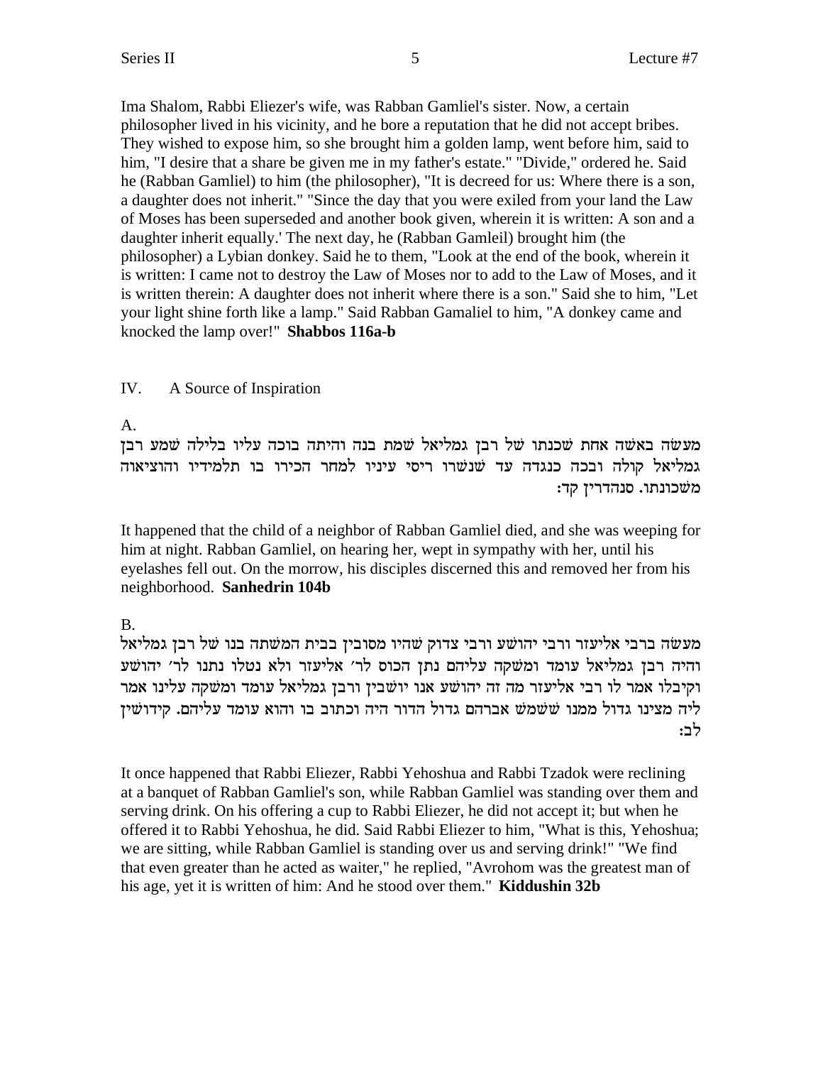Ima Shalom, Rabbi Eliezer's wife, was Rabban Gamliel's sister. Now, a certain philosopher lived in his vicinity, and he bore a reputation that he did not accept bribes. They wished to expose him, so she brought him a golden lamp, went before him, said to him, "I desire that a share be given me in my father's estate." "Divide," ordered he. Said he (Rabban Gamliel) to him (the philosopher), "It is decreed for us: Where there is a son, a daughter does not inherit." "Since the day that you were exiled from your land the Law of Moses has been superseded and another book given, wherein it is written: A son and a daughter inherit equally.' The next day, he (Rabban Gamleil) brought him (the philosopher) a Lybian donkey. Said he to them, "Look at the end of the book, wherein it is written: I came not to destroy the Law of Moses nor to add to the Law of Moses, and it is written therein: A daughter does not inherit where there is a son." Said she to him, "Let your light shine forth like a lamp." Said Rabban Gamaliel to him, "A donkey came and knocked the lamp over!" **Shabbos 116a-b**

IV. A Source of Inspiration

A.

מעשה באשה אחת שכנתו של רבן גמליאל שמת בנה והיתה בוכה עליו בלילה שמע רבן גמליאל קולה ובכה כנגדה עד שנשרו ריסי עיניו למחר הכירו בו תלמידיו והוציאוה משכונתו. סנהדרין קד:

It happened that the child of a neighbor of Rabban Gamliel died, and she was weeping for him at night. Rabban Gamliel, on hearing her, wept in sympathy with her, until his eyelashes fell out. On the morrow, his disciples discerned this and removed her from his neighborhood. **Sanhedrin 104b**

B.

מעשה ברבי אליעזר ורבי יהושע ורבי צדוק שהיו מסובין בבית המשתה בנו של רבן גמליאל והיה רבן גמליאל עומד ומשקה עליהם נתן הכוס לר׳ אליעזר ולא נטלו נתנו לר׳ יהושע וקיבלו אמר לו רבי אליעזר מה זה יהושע אנו יושבין ורבן גמליאל עומד ומשקה עלינו אמר ליה מצינו גדול ממנו ששמש אברהם גדול הדור היה וכתוב בו והוא עומד עליהם. קידושין לב:

It once happened that Rabbi Eliezer, Rabbi Yehoshua and Rabbi Tzadok were reclining at a banquet of Rabban Gamliel's son, while Rabban Gamliel was standing over them and serving drink. On his offering a cup to Rabbi Eliezer, he did not accept it; but when he offered it to Rabbi Yehoshua, he did. Said Rabbi Eliezer to him, "What is this, Yehoshua; we are sitting, while Rabban Gamliel is standing over us and serving drink!" "We find that even greater than he acted as waiter," he replied, "Avrohom was the greatest man of his age, yet it is written of him: And he stood over them." **Kiddushin 32b**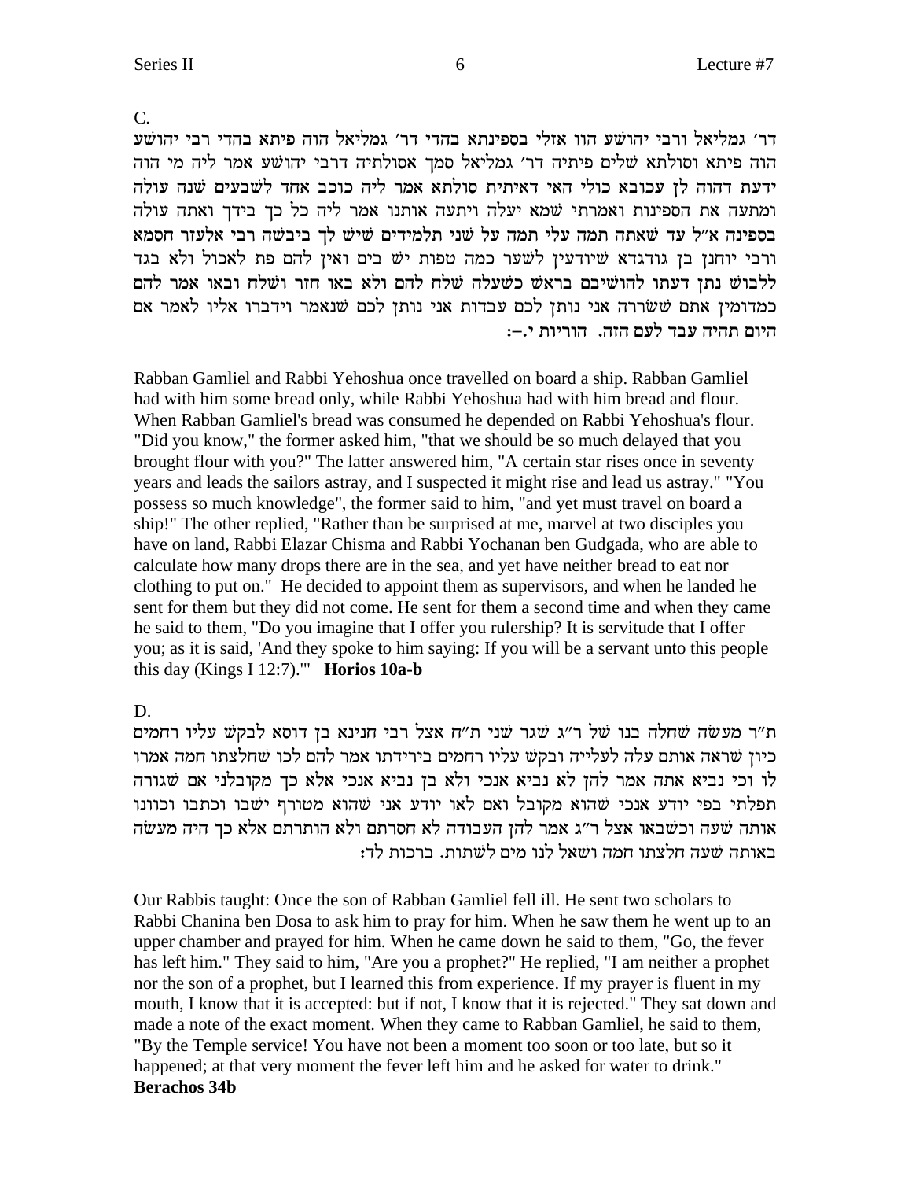C.

דר׳ גמליאל ורבי יהושע הוו אזלי בספינתא בהדי דר׳ גמליאל הוה פיתא בהדי רבי יהושע הוה פיתא וסולתא שלים פיתיה דר׳ גמליאל סמך אסולתיה דרבי יהושע אמר ליה מי הוה ידעת דהוה לן עכובא כולי האי דאיתית סולתא אמר ליה כוכב אחד לשבעים שנה עולה ומתעה את הספינות ואמרתי שמא יעלה ויתעה אותנו אמר ליה כל כך בידך ואתה עולה בספינה א״ל עד שאתה תמה עלי תמה על שני תלמידים שיש לך ביבשה רבי אלעזר חסמא ורבי יוחנן בן גודגדא שיודעין לשער כמה טפות יש בים ואין להם פת לאכול ולא בגד ללבוש נתן דעתו להושיבם בראש כשעלה שלח להם ולא באו חזר ושלח ובאו אמר להם כמדומין אתם ששׂררה אני נותן לכם עבדות אני נותן לכם שנאמר וידברו אליו לאמר אם היום תהיה עבד לעם הזה. הוריות י.–:

Rabban Gamliel and Rabbi Yehoshua once travelled on board a ship. Rabban Gamliel had with him some bread only, while Rabbi Yehoshua had with him bread and flour. When Rabban Gamliel's bread was consumed he depended on Rabbi Yehoshua's flour. "Did you know," the former asked him, "that we should be so much delayed that you brought flour with you?" The latter answered him, "A certain star rises once in seventy years and leads the sailors astray, and I suspected it might rise and lead us astray." "You possess so much knowledge", the former said to him, "and yet must travel on board a ship!" The other replied, "Rather than be surprised at me, marvel at two disciples you have on land, Rabbi Elazar Chisma and Rabbi Yochanan ben Gudgada, who are able to calculate how many drops there are in the sea, and yet have neither bread to eat nor clothing to put on." He decided to appoint them as supervisors, and when he landed he sent for them but they did not come. He sent for them a second time and when they came he said to them, "Do you imagine that I offer you rulership? It is servitude that I offer you; as it is said, 'And they spoke to him saying: If you will be a servant unto this people this day (Kings I 12:7).'" **Horios 10a-b**

D.

ת״ר מעשה שחלה בנו של ר״ג שגר שני ת״ח אצל רבי חנינא בן דוסא לבקש עליו רחמים כיון שראה אותם עלה לעלייה ובקש עליו רחמים בירידתו אמר להם לכו שחלצתו חמה אמרו לו וכי נביא אתה אמר להן לא נביא אנכי ולא בן נביא אנכי אלא כך מקובלני אם שגורה תפלתי בפי יודע אנכי שהוא מקובל ואם לאו יודע אני שהוא מטורף ישבו וכתבו וכוונו אותה שעה וכשבאו אצל ר״ג אמר להן העבודה לא חסרתם ולא הותרתם אלא כך היה מעשה באותה שעה חלצתו חמה ושאל לנו מים לשתות. ברכות לד:

Our Rabbis taught: Once the son of Rabban Gamliel fell ill. He sent two scholars to Rabbi Chanina ben Dosa to ask him to pray for him. When he saw them he went up to an upper chamber and prayed for him. When he came down he said to them, "Go, the fever has left him." They said to him, "Are you a prophet?" He replied, "I am neither a prophet nor the son of a prophet, but I learned this from experience. If my prayer is fluent in my mouth, I know that it is accepted: but if not, I know that it is rejected." They sat down and made a note of the exact moment. When they came to Rabban Gamliel, he said to them, "By the Temple service! You have not been a moment too soon or too late, but so it happened; at that very moment the fever left him and he asked for water to drink." **Berachos 34b**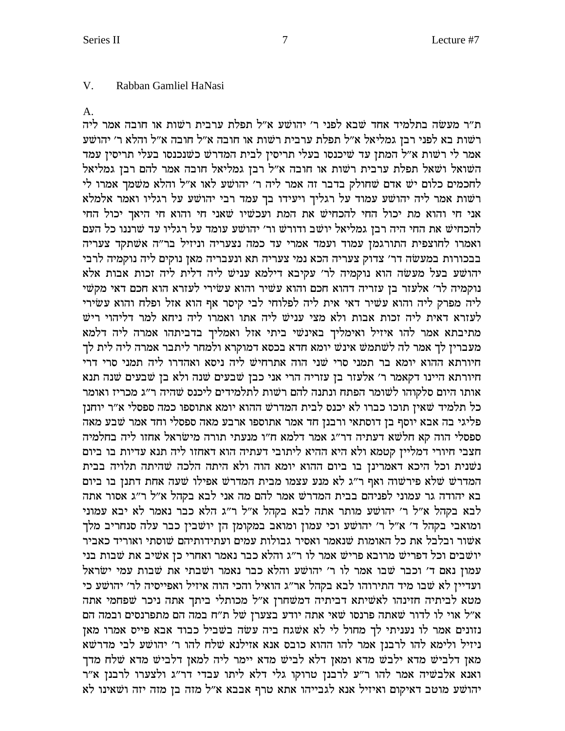## V. Rabban Gamliel HaNasi

A.

ת"ר מעשה בתלמיד אחד שבא לפני ר' יהושע א"ל תפלת ערבית רשות או חובה אמר ליה רשות בא לפני רבן גמליאל א"ל תפלת ערבית רשות או חובה א"ל חובה א"ל והלא ר' יהושע אמר לי רשות א"ל המתן עד שיכנסו בעלי תריסין לבית המדרש כשנכנסו בעלי תריסין עמד השואל ושאל תפלת ערבית רשות או חובה א"ל רבן גמליאל חובה אמר להם רבן גמליאל לחכמים כלום יש אדם שחולק בדבר זה אמר ליה ר' יהושע לאו א"ל והלא משמך אמרו לי רשות אמר ליה יהושע עמוד על רגליך ויעידו בך עמד רבי יהושע על רגליו ואמר אלמלא אני חי והוא מת יכול החי להכחיש את המת ועכשיו שאני חי והוא חי היאך יכול החי להכחיש את החי היה רבן גמליאל יושב ודורש ור' יהושע עומד על רגליו עד שרננו כל העם ואמרו לחוצפית התורגמן עמוד ועמד אמרי עד כמה נצעריה וניזיל בר"ה אשתקד צעריה בבכורות במעשה דר' צדוק צעריה הכא נמי צעריה תא ונעבריה מאן נוקים ליה נוקמיה לרבי יהושע בעל מעשה הוא נוקמיה לר' עקיבא דילמא עניש ליה דלית ליה זכות אבות אלא נוקמיה לר' אלעזר בן עזריה דהוא חכם והוא עשיר והוא עשירי לעזרא הוא חכם דאי מקשי ליה מפרק ליה והוא עשיר דאי אית ליה לפלוחי לבי קיסר אף הוא אזל ופלח והוא עשירי לעזרא דאית ליה זכות אבות ולא מצי עניש ליה אתו ואמרו ליה ניחא למר דליהוי ריש מתיבתא אמר להו איזיל ואימליך באינשי ביתי אזל ואמליך בדביתהו אמרה ליה דלמא מעברין לך אמר לה לשתמש אינש יומא חדא בכסא דמוקרא ולמחר ליתבר אמרה ליה לית לך חיורתא ההוא יומא בר תמני סרי שני הוה אתרחיש ליה ניסא ואהדרו ליה תמני סרי דרי חיורתא היינו דקאמר ר' אלעזר בן עזריה הרי אני כבן שבעים שנה ולא בן שבעים שנה תנא אותו היום סלקוהו לשומר הפתח ונתנה להם רשות לתלמידים ליכנס שהיה ר"ג מכריז ואומר כל תלמיד שאין תוכו כברו לא יכנס לבית המדרש ההוא יומא אתוספו כמה ספסלי א"ר יוחנן פליגי בה אבא יוסף בן דוסתאי ורבנן חד אמר אתוספו ארבע מאה ספסלי וחד אמר שבע מאה ספסלי הוה קא חלשא דעתיה דר"ג אמר דלמא ח"ו מנעתי תורה מישראל אחזו ליה בחלמיה חצבי חיורי דמליין קטמא ולא היא ההיא ליתובי דעתיה הוא דאחזו ליה תנא עדיות בו ביום נשנית וכל היכא דאמרינן בו ביום ההוא יומא הוה ולא היתה הלכה שהיתה תלויה בבית המדרש שלא פירשוה ואף ר"ג לא מנע עצמו מבית המדרש אפילו שעה אחת דתנן בו ביום בא יהודה גר עמוני לפניהם בבית המדרש אמר להם מה אני לבא בקהל א"ל ר"ג אסור אתה לבא בקהל א"ל ר' יהושע מותר אתה לבא בקהל א"ל ר"ג הלא כבר נאמר לא יבא עמוני ומואבי בקהל ד' א"ל ר' יהושע וכי עמון ומואב במקומן הן יושבין כבר עלה סנחריב מלך אשור ובלבל את כל האומות שנאמר ואסיר גבולות עמים ועתידותיהם שוסתי ואוריד כאביר יושבים וכל דפריש מרובא פריש אמר לו ר"ג והלא כבר נאמר ואחרי כן אשיב את שבות בני עמון נאם ד' וכבר שבו אמר לו ר' יהושע והלא כבר נאמר ושבתי את שבות עמי ישראל ועדיין לא שבו מיד התירוהו לבא בקהל אר"ג הואיל והכי הוה איזיל ואפייסיה לר' יהושע כי מטא לביתיה חזינהו לאשיתא דביתיה דמשחרן א"ל מכותלי ביתך אתה ניכר שפחמי אתה א"ל אוי לו לדור שאתה פרנסו שאי אתה יודע בצערן של ת"ח במה הם מתפרנסים ובמה הם נזונים אמר לו נעניתי לך מחול לי לא אשגח ביה עשה בשביל כבוד אבא פייס אמרו מאן ניזיל ולימא להו לרבנן אמר להו ההוא כובס אנא אזילנא שלח להו ר' יהושע לבי מדרשא מאן דלביש מדא ילבש מדא ומאן דלא לביש מדא יימר ליה למאן דלביש מדא שלח מדך ואנא אלבשיה אמר להו ר"ע לרבנן טרוקו גלי דלא ליתו עבדי דר"ג ולצערו לרבנן א"ר יהושע מוטב דאיקום ואיזיל אנא לגבייהו אתא טרף אבבא א"ל מזה בן מזה יזה ושאינו לא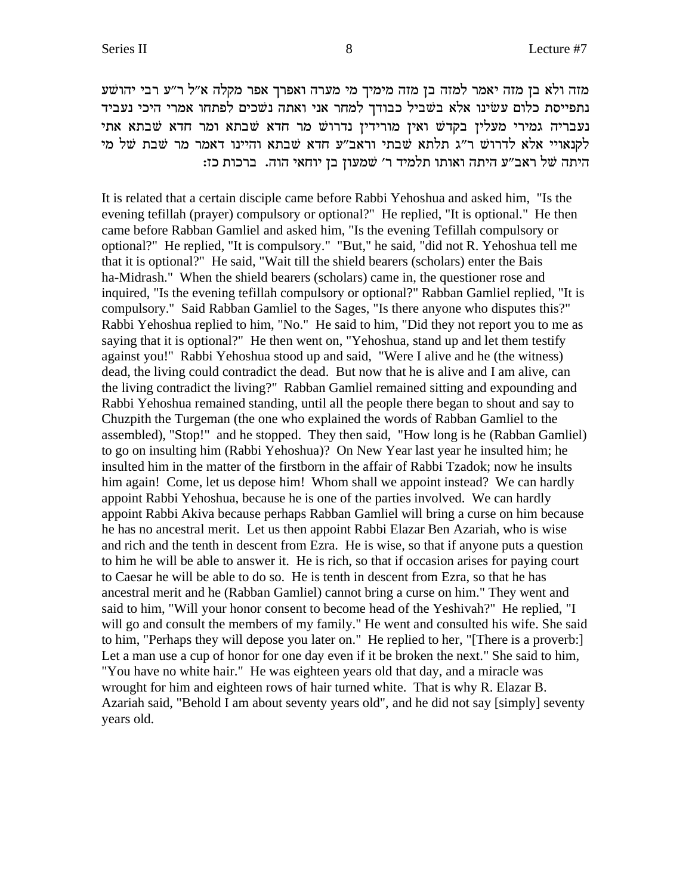מזה ולא בן מזה יאמר למזה בן מזה מימיך מי מערה ואפרך אפר מקלה א"ל ר"ע רבי יהושע נתפייסת כלום עשינו אלא בשביל כבודך למחר אני ואתה נשכים לפתחו אמרי היכי נעביד נעבריה גמירי מעלין בקדש ואין מורידין נדרוש מר חדא שבתא ומר חדא שבתא אתי לקנאויי אלא לדרוש ר"ג תלתא שבתי וראב"ע חדא שבתא והיינו דאמר מר שבת של מי היתה של ראב"ע היתה ואותו תלמיד ר' שמעון בן יוחאי הוה. ברכות כז:

It is related that a certain disciple came before Rabbi Yehoshua and asked him, "Is the evening tefillah (prayer) compulsory or optional?" He replied, "It is optional." He then came before Rabban Gamliel and asked him, "Is the evening Tefillah compulsory or optional?" He replied, "It is compulsory." "But," he said, "did not R. Yehoshua tell me that it is optional?" He said, "Wait till the shield bearers (scholars) enter the Bais ha-Midrash." When the shield bearers (scholars) came in, the questioner rose and inquired, "Is the evening tefillah compulsory or optional?" Rabban Gamliel replied, "It is compulsory." Said Rabban Gamliel to the Sages, "Is there anyone who disputes this?" Rabbi Yehoshua replied to him, "No." He said to him, "Did they not report you to me as saying that it is optional?" He then went on, "Yehoshua, stand up and let them testify against you!" Rabbi Yehoshua stood up and said, "Were I alive and he (the witness) dead, the living could contradict the dead. But now that he is alive and I am alive, can the living contradict the living?" Rabban Gamliel remained sitting and expounding and Rabbi Yehoshua remained standing, until all the people there began to shout and say to Chuzpith the Turgeman (the one who explained the words of Rabban Gamliel to the assembled), "Stop!" and he stopped. They then said, "How long is he (Rabban Gamliel) to go on insulting him (Rabbi Yehoshua)? On New Year last year he insulted him; he insulted him in the matter of the firstborn in the affair of Rabbi Tzadok; now he insults him again! Come, let us depose him! Whom shall we appoint instead? We can hardly appoint Rabbi Yehoshua, because he is one of the parties involved. We can hardly appoint Rabbi Akiva because perhaps Rabban Gamliel will bring a curse on him because he has no ancestral merit. Let us then appoint Rabbi Elazar Ben Azariah, who is wise and rich and the tenth in descent from Ezra. He is wise, so that if anyone puts a question to him he will be able to answer it. He is rich, so that if occasion arises for paying court to Caesar he will be able to do so. He is tenth in descent from Ezra, so that he has ancestral merit and he (Rabban Gamliel) cannot bring a curse on him." They went and said to him, "Will your honor consent to become head of the Yeshivah?" He replied, "I will go and consult the members of my family." He went and consulted his wife. She said to him, "Perhaps they will depose you later on." He replied to her, "[There is a proverb:] Let a man use a cup of honor for one day even if it be broken the next." She said to him, "You have no white hair." He was eighteen years old that day, and a miracle was wrought for him and eighteen rows of hair turned white. That is why R. Elazar B. Azariah said, "Behold I am about seventy years old", and he did not say [simply] seventy years old.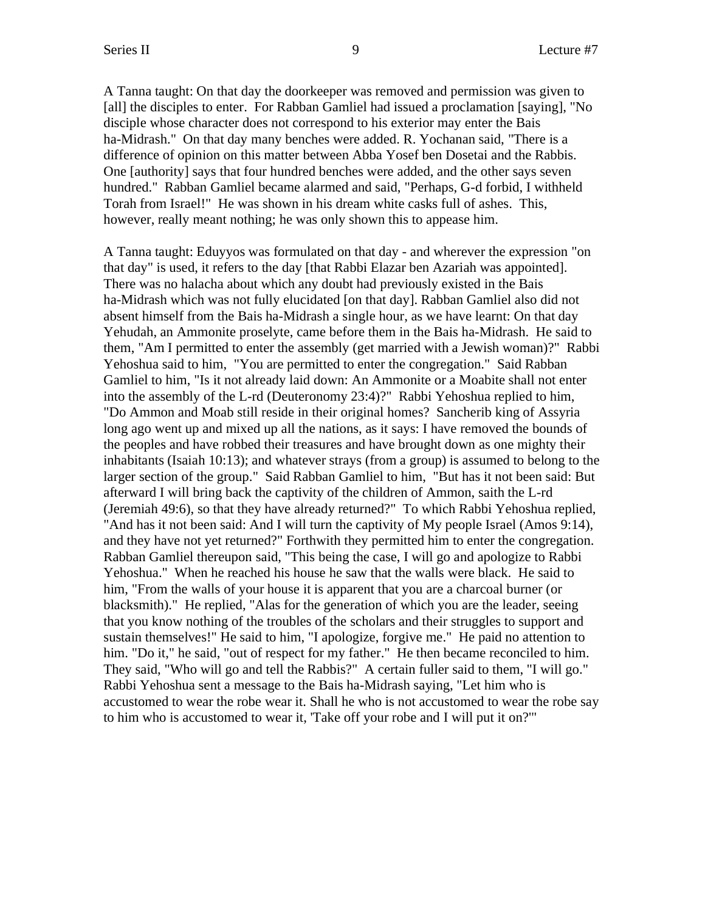A Tanna taught: On that day the doorkeeper was removed and permission was given to [all] the disciples to enter. For Rabban Gamliel had issued a proclamation [saying], "No disciple whose character does not correspond to his exterior may enter the Bais ha-Midrash." On that day many benches were added. R. Yochanan said, "There is a difference of opinion on this matter between Abba Yosef ben Dosetai and the Rabbis. One [authority] says that four hundred benches were added, and the other says seven hundred." Rabban Gamliel became alarmed and said, "Perhaps, G-d forbid, I withheld Torah from Israel!" He was shown in his dream white casks full of ashes. This, however, really meant nothing; he was only shown this to appease him.

A Tanna taught: Eduyyos was formulated on that day - and wherever the expression "on that day" is used, it refers to the day [that Rabbi Elazar ben Azariah was appointed]. There was no halacha about which any doubt had previously existed in the Bais ha-Midrash which was not fully elucidated [on that day]. Rabban Gamliel also did not absent himself from the Bais ha-Midrash a single hour, as we have learnt: On that day Yehudah, an Ammonite proselyte, came before them in the Bais ha-Midrash. He said to them, "Am I permitted to enter the assembly (get married with a Jewish woman)?" Rabbi Yehoshua said to him, "You are permitted to enter the congregation." Said Rabban Gamliel to him, "Is it not already laid down: An Ammonite or a Moabite shall not enter into the assembly of the L-rd (Deuteronomy 23:4)?" Rabbi Yehoshua replied to him, "Do Ammon and Moab still reside in their original homes? Sancherib king of Assyria long ago went up and mixed up all the nations, as it says: I have removed the bounds of the peoples and have robbed their treasures and have brought down as one mighty their inhabitants (Isaiah 10:13); and whatever strays (from a group) is assumed to belong to the larger section of the group." Said Rabban Gamliel to him, "But has it not been said: But afterward I will bring back the captivity of the children of Ammon, saith the L-rd (Jeremiah 49:6), so that they have already returned?" To which Rabbi Yehoshua replied, "And has it not been said: And I will turn the captivity of My people Israel (Amos 9:14), and they have not yet returned?" Forthwith they permitted him to enter the congregation. Rabban Gamliel thereupon said, "This being the case, I will go and apologize to Rabbi Yehoshua." When he reached his house he saw that the walls were black. He said to him, "From the walls of your house it is apparent that you are a charcoal burner (or blacksmith)." He replied, "Alas for the generation of which you are the leader, seeing that you know nothing of the troubles of the scholars and their struggles to support and sustain themselves!" He said to him, "I apologize, forgive me." He paid no attention to him. "Do it," he said, "out of respect for my father." He then became reconciled to him. They said, "Who will go and tell the Rabbis?" A certain fuller said to them, "I will go." Rabbi Yehoshua sent a message to the Bais ha-Midrash saying, "Let him who is accustomed to wear the robe wear it. Shall he who is not accustomed to wear the robe say to him who is accustomed to wear it, 'Take off your robe and I will put it on?'"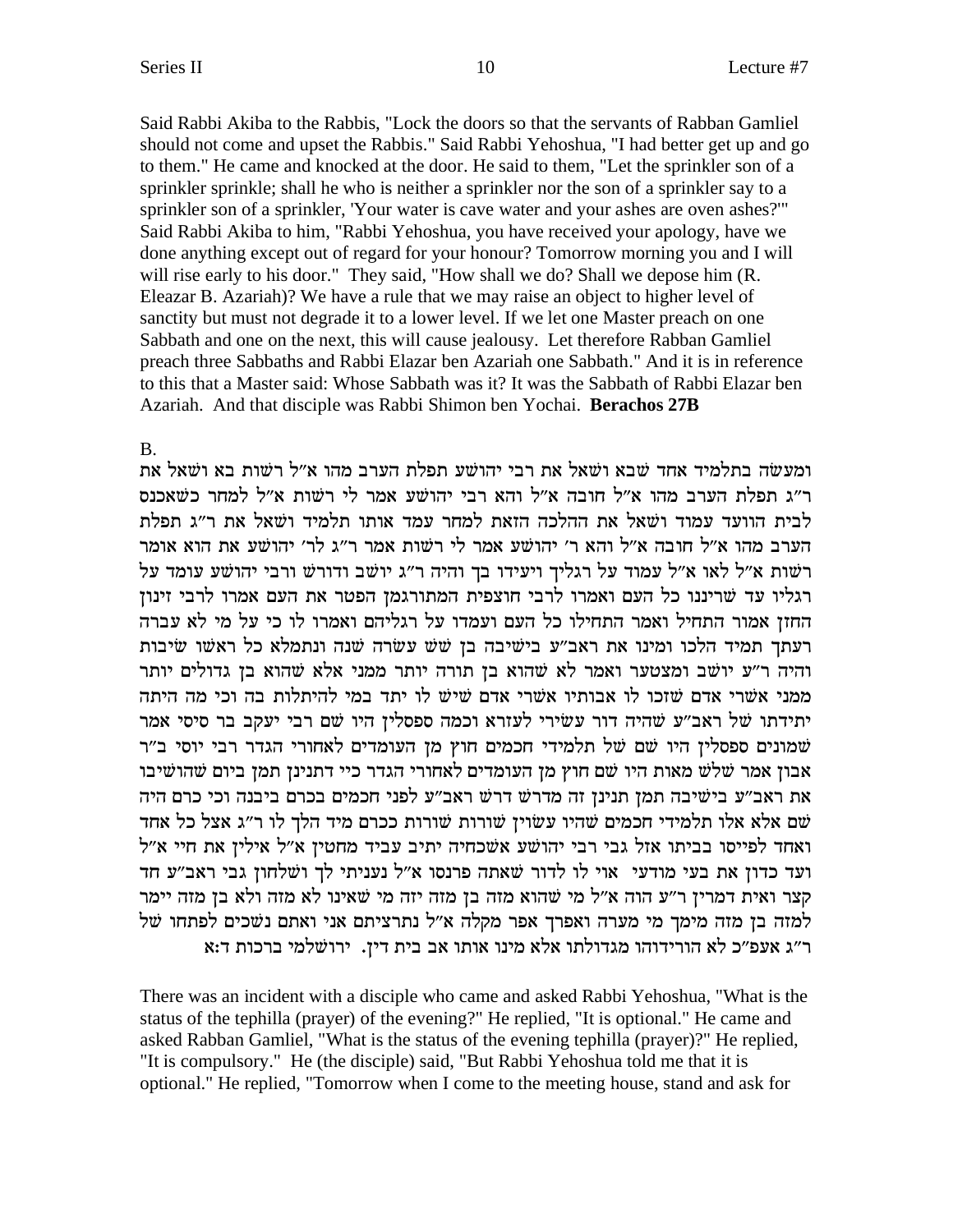Said Rabbi Akiba to the Rabbis, "Lock the doors so that the servants of Rabban Gamliel should not come and upset the Rabbis." Said Rabbi Yehoshua, "I had better get up and go to them." He came and knocked at the door. He said to them, "Let the sprinkler son of a sprinkler sprinkle; shall he who is neither a sprinkler nor the son of a sprinkler say to a sprinkler son of a sprinkler, 'Your water is cave water and your ashes are oven ashes?'" Said Rabbi Akiba to him, "Rabbi Yehoshua, you have received your apology, have we done anything except out of regard for your honour? Tomorrow morning you and I will will rise early to his door." They said, "How shall we do? Shall we depose him (R. Eleazar B. Azariah)? We have a rule that we may raise an object to higher level of sanctity but must not degrade it to a lower level. If we let one Master preach on one Sabbath and one on the next, this will cause jealousy. Let therefore Rabban Gamliel preach three Sabbaths and Rabbi Elazar ben Azariah one Sabbath." And it is in reference to this that a Master said: Whose Sabbath was it? It was the Sabbath of Rabbi Elazar ben Azariah. And that disciple was Rabbi Shimon ben Yochai. **Berachos 27B**

B.

ומעשה בתלמיד אחד שבא ושאל את רבי יהושע תפלת הערב מהו א"ל רשות בא ושאל את ר"ג תפלת הערב מהו א"ל חובה א"ל והא רבי יהושע אמר לי רשות א"ל למחר כשאכנס לבית הוועד עמוד ושאל את ההלכה הזאת למחר עמד אותו תלמיד ושאל את ר"ג תפלת הערב מהו א"ל חובה א"ל והא ר' יהושע אמר לי רשות אמר ר"ג לר' יהושע את הוא אומר רשות א"ל לאו א"ל עמוד על רגליך ויעידו בך והיה ר"ג יושב ודורש ורבי יהושע עומד על רגליו עד שריננו כל העם ואמרו לרבי חוצפית המתורגמן הפטר את העם אמרו לרבי זינון החזן אמור התחיל ואמר התחילו כל העם ועמדו על רגליהם ואמרו לו כי על מי לא עברה רעתך תמיד הלכו ומינו את ראב"ע בישיבה בן שש עשרה שנה ונתמלא כל ראשו שיבות והיה ר"ע יושב ומצטער ואמר לא שהוא בן תורה יותר ממני אלא שהוא בן גדולים יותר ממני אשרי אדם שזכו לו אבותיו אשרי אדם שיש לו יתד במי להיתלות בה וכי מה היתה יתידתו של ראב"ע שהיה דור עשירי לעזרא וכמה ספסלין היו שם רבי יעקב בר סיסי אמר שמונים ספסלין היו שם של תלמידי חכמים חוץ מן העומדים לאחורי הגדר רבי יוסי ב"ר אבון אמר שלש מאות היו שם חוץ מן העומדים לאחורי הגדר כיי דתנינן תמן ביום שהושיבו את ראב"ע בישיבה תמן תנינן זה מדרש דרש ראב"ע לפני חכמים בכרם ביבנה וכי כרם היה שם אלא אלו תלמידי חכמים שהיו עשוין שורות שורות ככרם מיד הלך לו ר"ג אצל כל אחד ואחד לפייסו בביתו אזל גבי רבי יהושע אשכחיה יתיב עביד מחטין א"ל אילין את חיי א"ל ועד כדון את בעי מודעי אוי לו לדור שאתה פרנסו א"ל נעניתי לך ושלחון גבי ראב"ע חד קצר ואית דמרין ר"ע הוה א"ל מי שהוא מזה בן מזה יזה מי שאינו לא מזה ולא בן מזה יימר למזה בן מזה מימך מי מערה ואפרך אפר מקלה א"ל נתרציתם אני ואתם נשכים לפתחו של ר"ג אעפ"כ לא הורידוהו מגדולתו אלא מינו אותו אב בית דין. ירושלמי ברכות ד:א

There was an incident with a disciple who came and asked Rabbi Yehoshua, "What is the status of the tephilla (prayer) of the evening?" He replied, "It is optional." He came and asked Rabban Gamliel, "What is the status of the evening tephilla (prayer)?" He replied, "It is compulsory." He (the disciple) said, "But Rabbi Yehoshua told me that it is optional." He replied, "Tomorrow when I come to the meeting house, stand and ask for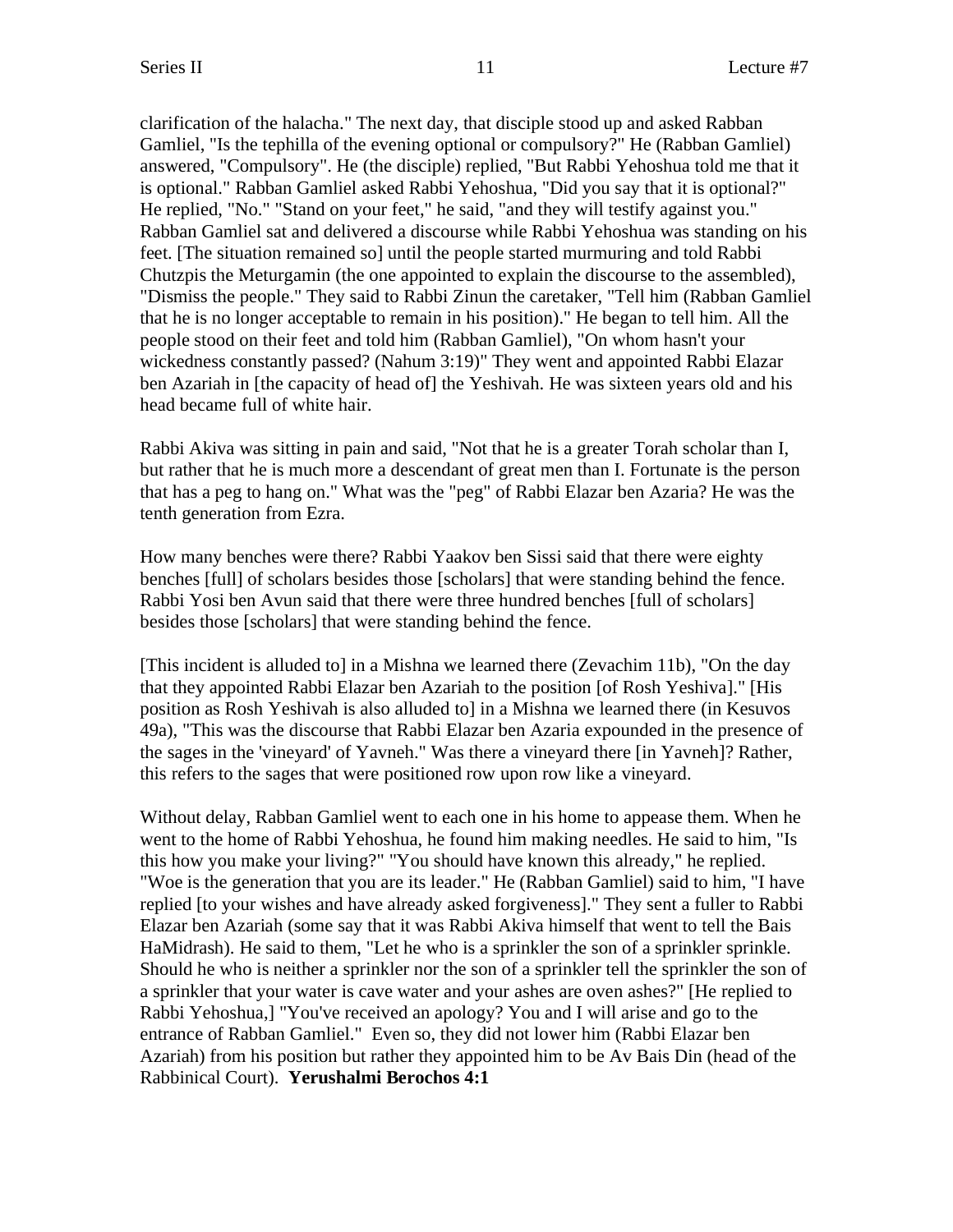clarification of the halacha." The next day, that disciple stood up and asked Rabban Gamliel, "Is the tephilla of the evening optional or compulsory?" He (Rabban Gamliel) answered, "Compulsory". He (the disciple) replied, "But Rabbi Yehoshua told me that it is optional." Rabban Gamliel asked Rabbi Yehoshua, "Did you say that it is optional?" He replied, "No." "Stand on your feet," he said, "and they will testify against you." Rabban Gamliel sat and delivered a discourse while Rabbi Yehoshua was standing on his feet. [The situation remained so] until the people started murmuring and told Rabbi Chutzpis the Meturgamin (the one appointed to explain the discourse to the assembled), "Dismiss the people." They said to Rabbi Zinun the caretaker, "Tell him (Rabban Gamliel that he is no longer acceptable to remain in his position)." He began to tell him. All the people stood on their feet and told him (Rabban Gamliel), "On whom hasn't your wickedness constantly passed? (Nahum 3:19)" They went and appointed Rabbi Elazar ben Azariah in [the capacity of head of] the Yeshivah. He was sixteen years old and his head became full of white hair.

Rabbi Akiva was sitting in pain and said, "Not that he is a greater Torah scholar than I, but rather that he is much more a descendant of great men than I. Fortunate is the person that has a peg to hang on." What was the "peg" of Rabbi Elazar ben Azaria? He was the tenth generation from Ezra.

How many benches were there? Rabbi Yaakov ben Sissi said that there were eighty benches [full] of scholars besides those [scholars] that were standing behind the fence. Rabbi Yosi ben Avun said that there were three hundred benches [full of scholars] besides those [scholars] that were standing behind the fence.

[This incident is alluded to] in a Mishna we learned there (Zevachim 11b), "On the day that they appointed Rabbi Elazar ben Azariah to the position [of Rosh Yeshiva]." [His position as Rosh Yeshivah is also alluded to] in a Mishna we learned there (in Kesuvos 49a), "This was the discourse that Rabbi Elazar ben Azaria expounded in the presence of the sages in the 'vineyard' of Yavneh." Was there a vineyard there [in Yavneh]? Rather, this refers to the sages that were positioned row upon row like a vineyard.

Without delay, Rabban Gamliel went to each one in his home to appease them. When he went to the home of Rabbi Yehoshua, he found him making needles. He said to him, "Is this how you make your living?" "You should have known this already," he replied. "Woe is the generation that you are its leader." He (Rabban Gamliel) said to him, "I have replied [to your wishes and have already asked forgiveness]." They sent a fuller to Rabbi Elazar ben Azariah (some say that it was Rabbi Akiva himself that went to tell the Bais HaMidrash). He said to them, "Let he who is a sprinkler the son of a sprinkler sprinkle. Should he who is neither a sprinkler nor the son of a sprinkler tell the sprinkler the son of a sprinkler that your water is cave water and your ashes are oven ashes?" [He replied to Rabbi Yehoshua,] "You've received an apology? You and I will arise and go to the entrance of Rabban Gamliel." Even so, they did not lower him (Rabbi Elazar ben Azariah) from his position but rather they appointed him to be Av Bais Din (head of the Rabbinical Court). **Yerushalmi Berochos 4:1**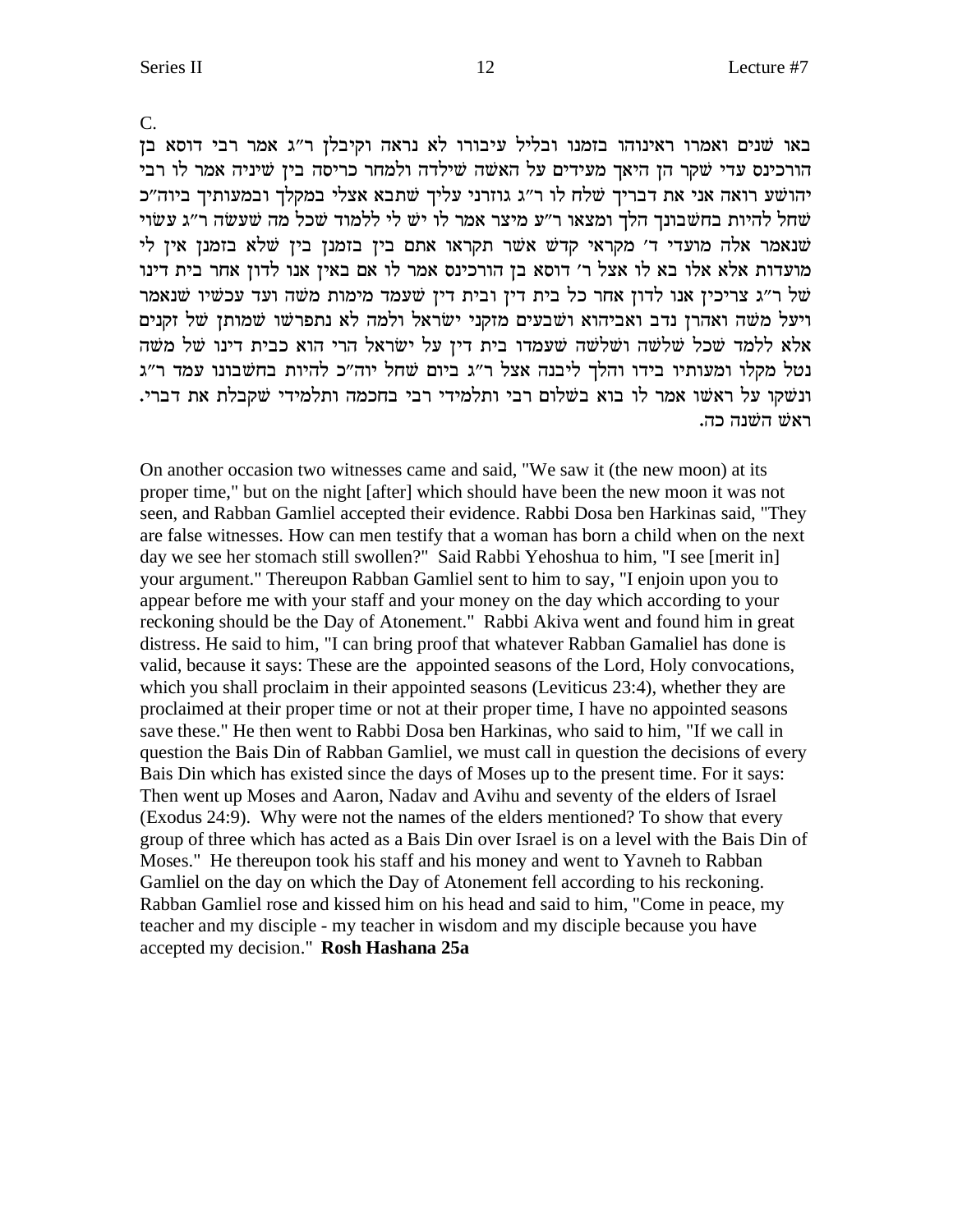C.

באו שנים ואמרו ראינוהו בזמנו ובליל עיבורו לא נראה וקיבלן ר"ג אמר רבי דוסא בן הורכינס עדי שקר הן היאך מעידים על האשה שילדה ולמחר כריסה בין שיניה אמר לו רבי יהושע רואה אני את דבריך שלח לו ר"ג גוזרני עליך שתבא אצלי במקלך ובמעותיך ביוה"כ שחל להיות בחשבונך הלך ומצאו ר"ע מיצר אמר לו יש לי ללמוד שכל מה שעשה ר"ג עשוי שנאמר אלה מועדי ד' מקראי קדש אשר תקראו אתם בין בזמנן בין שלא בזמנן אין לי מועדות אלא אלו בא לו אצל ר' דוסא בן הורכינס אמר לו אם באין אנו לדון אחר בית דינו של ר"ג צריכין אנו לדון אחר כל בית דין ובית דין שעמד מימות משה ועד עכשיו שנאמר ויעל משה ואהרן נדב ואביהוא ושבעים מזקני ישראל ולמה לא נתפרשו שמותן של זקנים אלא ללמד שכל שלשה ושלשה שעמדו בית דין על ישראל הרי הוא כבית דינו של משה נטל מקלו ומעותיו בידו והלך ליבנה אצל ר"ג ביום שחל יוה"כ להיות בחשבונו עמד ר"ג ונשקו על ראשו אמר לו בוא בשלום רבי ותלמידי רבי בחכמה ותלמידי שקבלת את דברי. ראש השנה כה.

On another occasion two witnesses came and said, "We saw it (the new moon) at its proper time," but on the night [after] which should have been the new moon it was not seen, and Rabban Gamliel accepted their evidence. Rabbi Dosa ben Harkinas said, "They are false witnesses. How can men testify that a woman has born a child when on the next day we see her stomach still swollen?" Said Rabbi Yehoshua to him, "I see [merit in] your argument." Thereupon Rabban Gamliel sent to him to say, "I enjoin upon you to appear before me with your staff and your money on the day which according to your reckoning should be the Day of Atonement." Rabbi Akiva went and found him in great distress. He said to him, "I can bring proof that whatever Rabban Gamaliel has done is valid, because it says: These are the appointed seasons of the Lord, Holy convocations, which you shall proclaim in their appointed seasons (Leviticus 23:4), whether they are proclaimed at their proper time or not at their proper time, I have no appointed seasons save these." He then went to Rabbi Dosa ben Harkinas, who said to him, "If we call in question the Bais Din of Rabban Gamliel, we must call in question the decisions of every Bais Din which has existed since the days of Moses up to the present time. For it says: Then went up Moses and Aaron, Nadav and Avihu and seventy of the elders of Israel (Exodus 24:9). Why were not the names of the elders mentioned? To show that every group of three which has acted as a Bais Din over Israel is on a level with the Bais Din of Moses." He thereupon took his staff and his money and went to Yavneh to Rabban Gamliel on the day on which the Day of Atonement fell according to his reckoning. Rabban Gamliel rose and kissed him on his head and said to him, "Come in peace, my teacher and my disciple - my teacher in wisdom and my disciple because you have accepted my decision." **Rosh Hashana 25a**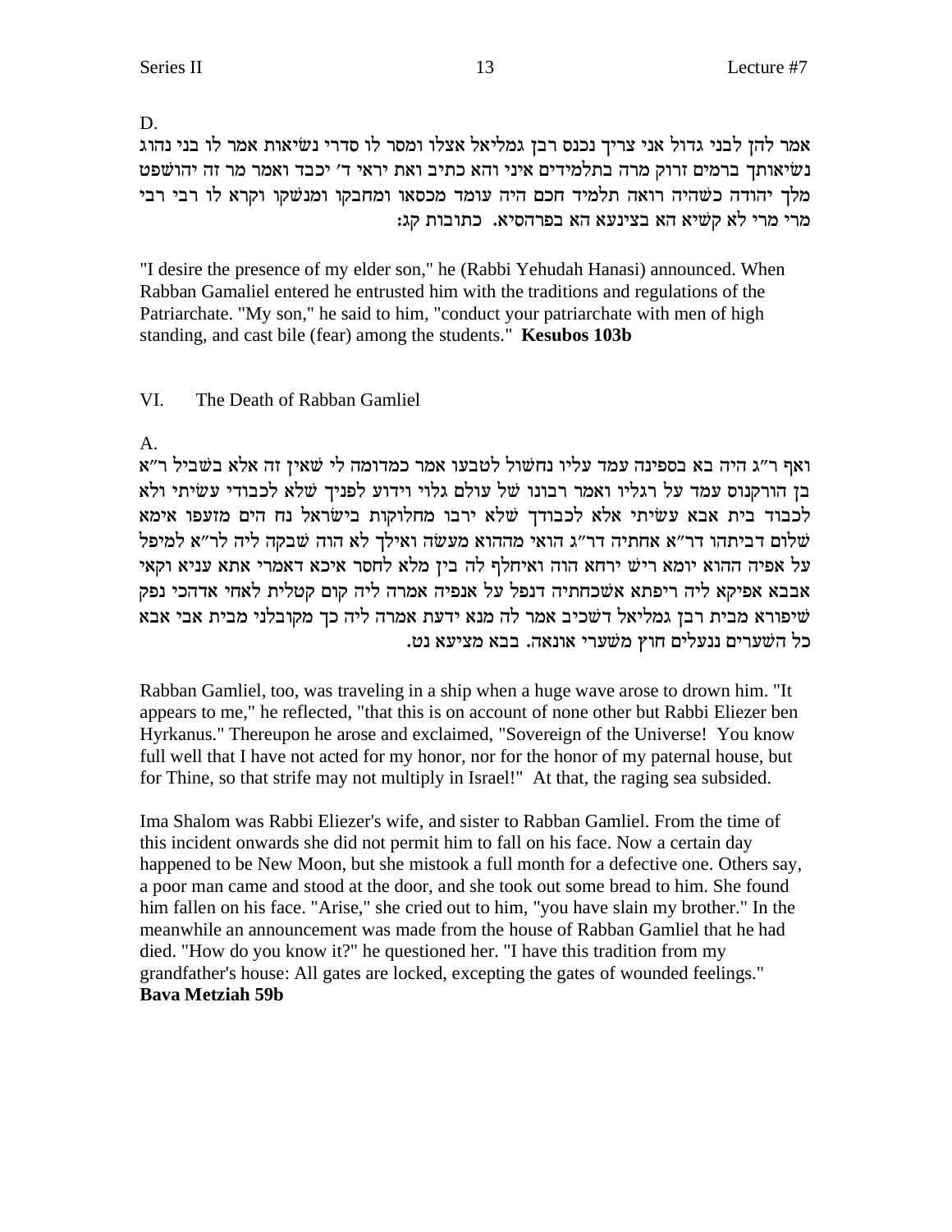D.

אמר להן לבני גדול אני צריך נכנס רבן גמליאל אצלו ומסר לו סדרי נשיאות אמר לו בני נהוג נשיאותך ברמים זרוק מרה בתלמידים איני והא כתיב ואת יראי ד׳ יכבד ואמר מר זה יהושפט מלך יהודה כשהיה רואה תלמיד חכם היה עומד מכסאו ומחבקו ומנשקו וקרא לו רבי רבי מרי מרי לא קשיא הא בצינעא הא בפרהסיא. כתובות קג:

"I desire the presence of my elder son," he (Rabbi Yehudah Hanasi) announced. When Rabban Gamaliel entered he entrusted him with the traditions and regulations of the Patriarchate. "My son," he said to him, "conduct your patriarchate with men of high standing, and cast bile (fear) among the students." **Kesubos 103b**

## VI. The Death of Rabban Gamliel

A.

ואף ר״ג היה בא בספינה עמד עליו נחשול לטבעו אמר כמדומה לי שאין זה אלא בשביל ר״א בן הורקנוס עמד על רגליו ואמר רבונו של עולם גלוי וידוע לפניך שלא לכבודי עשיתי ולא לכבוד בית אבא עשיתי אלא לכבודך שלא ירבו מחלוקות בישראל נח הים מזעפו אימא שלום דביתהו דר״א אחתיה דר״ג הואי מההוא מעשה ואילך לא הוה שבקה ליה לר״א למיפל על אפיה ההוא יומא ריש ירחא הוה ואיחלף לה בין מלא לחסר איכא דאמרי אתא עניא וקאי אבבא אפיקא ליה ריפתא אשכחתיה דנפל על אנפיה אמרה ליה קום קטלית לאחי אדהכי נפק שיפורא מבית רבן גמליאל דשכיב אמר לה מנא ידעת אמרה ליה כך מקובלני מבית אבי אבא כל השערים ננעלים חוץ משערי אונאה. בבא מציעא נט.

Rabban Gamliel, too, was traveling in a ship when a huge wave arose to drown him. "It appears to me," he reflected, "that this is on account of none other but Rabbi Eliezer ben Hyrkanus." Thereupon he arose and exclaimed, "Sovereign of the Universe! You know full well that I have not acted for my honor, nor for the honor of my paternal house, but for Thine, so that strife may not multiply in Israel!" At that, the raging sea subsided.

Ima Shalom was Rabbi Eliezer's wife, and sister to Rabban Gamliel. From the time of this incident onwards she did not permit him to fall on his face. Now a certain day happened to be New Moon, but she mistook a full month for a defective one. Others say, a poor man came and stood at the door, and she took out some bread to him. She found him fallen on his face. "Arise," she cried out to him, "you have slain my brother." In the meanwhile an announcement was made from the house of Rabban Gamliel that he had died. "How do you know it?" he questioned her. "I have this tradition from my grandfather's house: All gates are locked, excepting the gates of wounded feelings." **Bava Metziah 59b**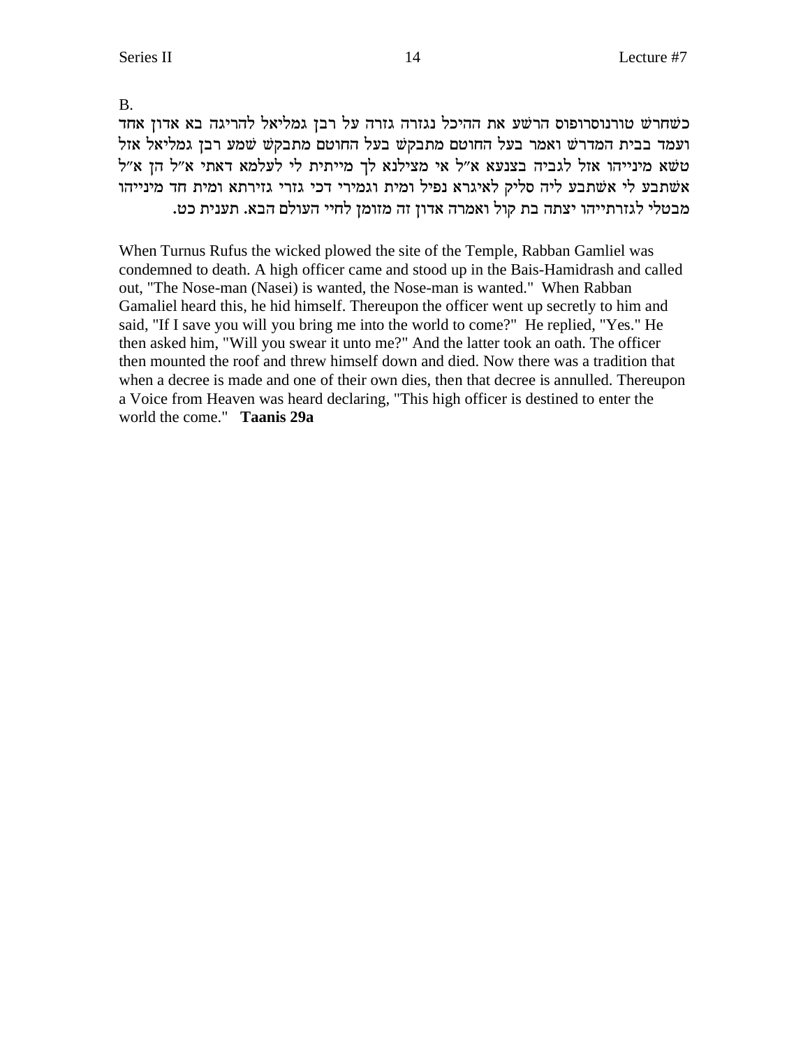B.

כשחרש טורנוסרופוס הרשע את ההיכל נגזרה גזרה על רבן גמליאל להריגה בא אדון אחד ועמד בבית המדרש ואמר בעל החוטם מתבקש בעל החוטם מתבקש שמע רבן גמליאל אזל טשא מינייהו אזל לגביה בצנעא א"ל אי מצילנא לך מייתית לי לעלמא דאתי א"ל הן א"ל אשתבע לי אשתבע ליה סליק לאיגרא נפיל ומית וגמירי דכי גזרי גזירתא ומית חד מינייהו מבטלי לגזרתייהו יצתה בת קול ואמרה אדון זה מזומן לחיי העולם הבא. תענית כט.

When Turnus Rufus the wicked plowed the site of the Temple, Rabban Gamliel was condemned to death. A high officer came and stood up in the Bais-Hamidrash and called out, "The Nose-man (Nasei) is wanted, the Nose-man is wanted." When Rabban Gamaliel heard this, he hid himself. Thereupon the officer went up secretly to him and said, "If I save you will you bring me into the world to come?" He replied, "Yes." He then asked him, "Will you swear it unto me?" And the latter took an oath. The officer then mounted the roof and threw himself down and died. Now there was a tradition that when a decree is made and one of their own dies, then that decree is annulled. Thereupon a Voice from Heaven was heard declaring, "This high officer is destined to enter the world the come." **Taanis 29a**